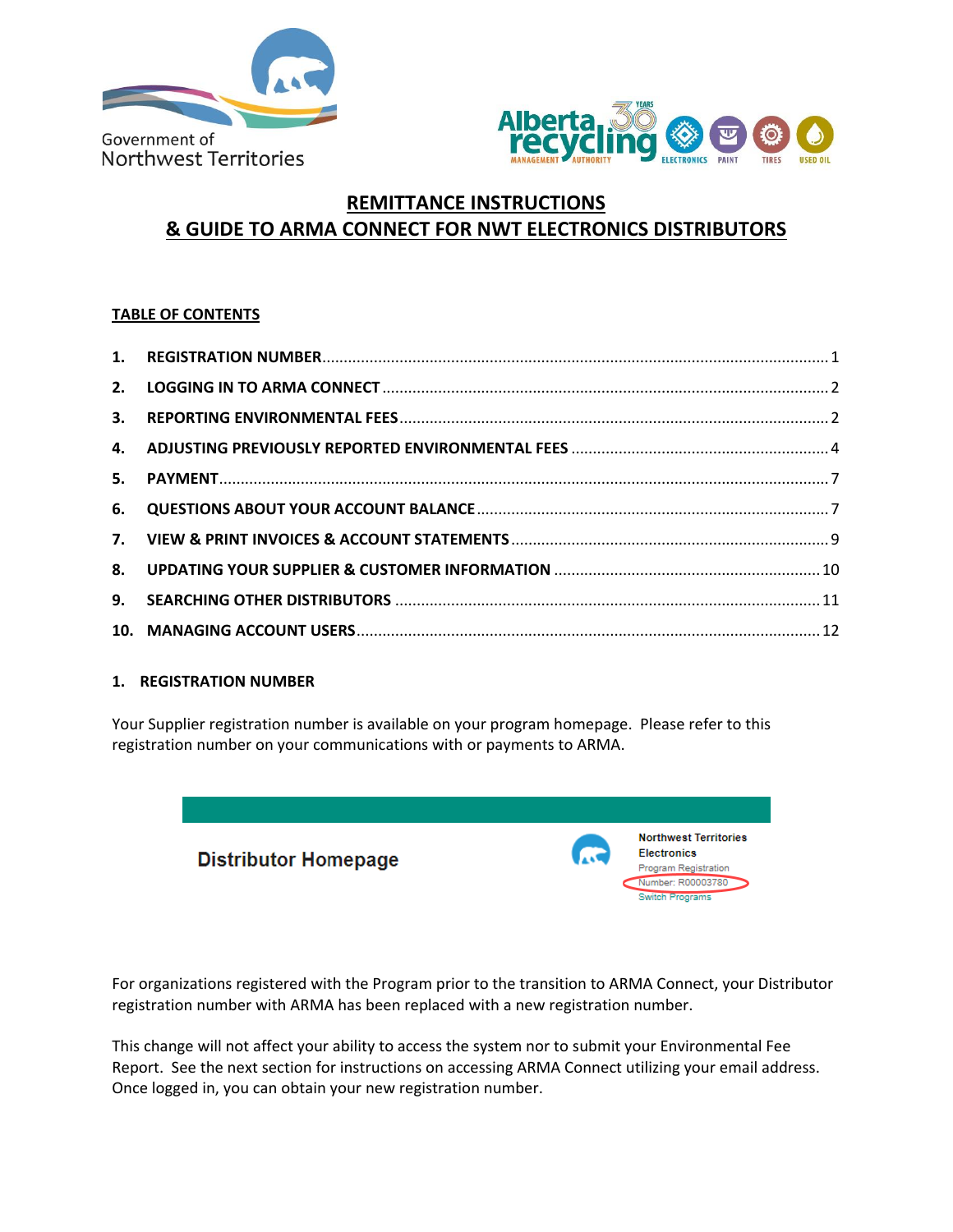# REMITTANCE INSTRUCTIONS
# & GUIDE TO ARMA CONNECT FOR NWT ELECTRONICS DISTRIBUTORS

## TABLE OF CONTENTS

1. REGISTRATION NUMBER ........ 1
2. LOGGING IN TO ARMA CONNECT ........ 2
3. REPORTING ENVIRONMENTAL FEES ........ 2
4. ADJUSTING PREVIOUSLY REPORTED ENVIRONMENTAL FEES ........ 4
5. PAYMENT ........ 7
6. QUESTIONS ABOUT YOUR ACCOUNT BALANCE ........ 7
7. VIEW & PRINT INVOICES & ACCOUNT STATEMENTS ........ 9
8. UPDATING YOUR SUPPLIER & CUSTOMER INFORMATION ........ 10
9. SEARCHING OTHER DISTRIBUTORS ........ 11
10. MANAGING ACCOUNT USERS ........ 12

## 1. REGISTRATION NUMBER

Your Supplier registration number is available on your program homepage. Please refer to this registration number on your communications with or payments to ARMA.

Distributor Homepage

Northwest Territories Electronics
Program Registration Number: R00003780
Switch Programs

For organizations registered with the Program prior to the transition to ARMA Connect, your Distributor registration number with ARMA has been replaced with a new registration number.

This change will not affect your ability to access the system nor to submit your Environmental Fee Report. See the next section for instructions on accessing ARMA Connect utilizing your email address. Once logged in, you can obtain your new registration number.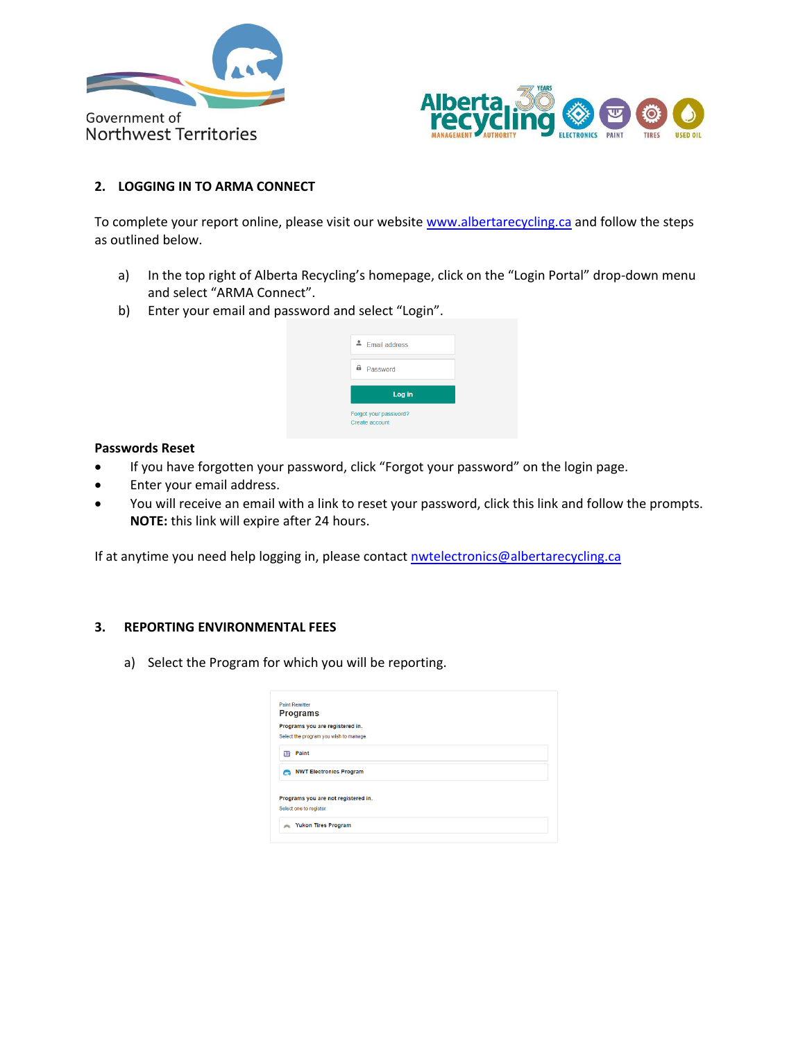## 2. LOGGING IN TO ARMA CONNECT

To complete your report online, please visit our website [www.albertarecycling.ca](http://www.albertarecycling.ca) and follow the steps as outlined below.

a) In the top right of Alberta Recycling's homepage, click on the "Login Portal" drop-down menu and select "ARMA Connect".

b) Enter your email and password and select "Login".

### Passwords Reset

- If you have forgotten your password, click "Forgot your password" on the login page.
- Enter your email address.
- You will receive an email with a link to reset your password, click this link and follow the prompts. **NOTE:** this link will expire after 24 hours.

If at anytime you need help logging in, please contact [nwtelectronics@albertarecycling.ca](mailto:nwtelectronics@albertarecycling.ca)

## 3. REPORTING ENVIRONMENTAL FEES

a) Select the Program for which you will be reporting.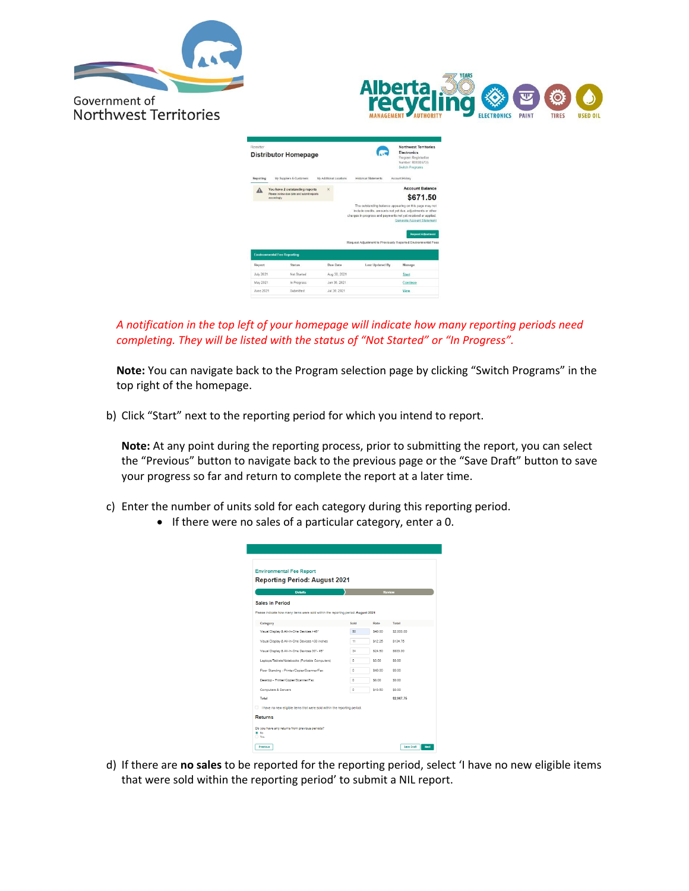*A notification in the top left of your homepage will indicate how many reporting periods need completing. They will be listed with the status of "Not Started" or "In Progress".*

**Note:** You can navigate back to the Program selection page by clicking "Switch Programs" in the top right of the homepage.

b) Click "Start" next to the reporting period for which you intend to report.

**Note:** At any point during the reporting process, prior to submitting the report, you can select the "Previous" button to navigate back to the previous page or the "Save Draft" button to save your progress so far and return to complete the report at a later time.

c) Enter the number of units sold for each category during this reporting period.
   - If there were no sales of a particular category, enter a 0.

d) If there are **no sales** to be reported for the reporting period, select 'I have no new eligible items that were sold within the reporting period' to submit a NIL report.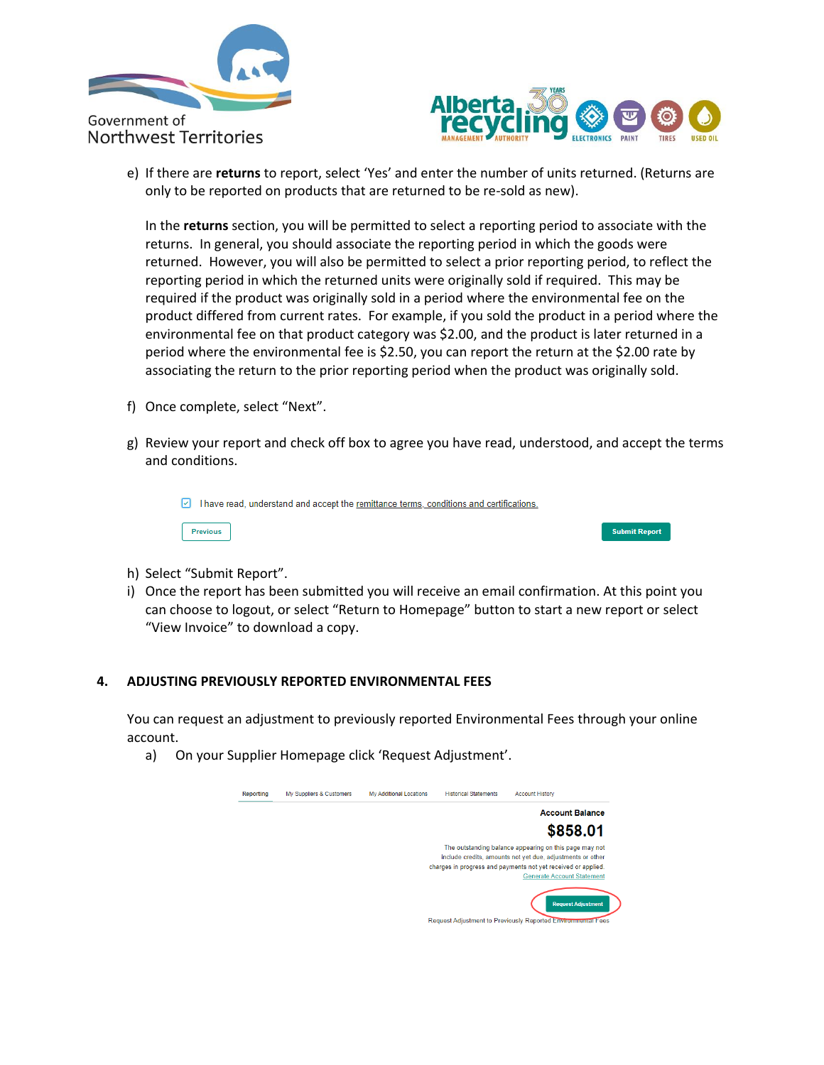e) If there are **returns** to report, select 'Yes' and enter the number of units returned. (Returns are only to be reported on products that are returned to be re-sold as new).

   In the **returns** section, you will be permitted to select a reporting period to associate with the returns. In general, you should associate the reporting period in which the goods were returned. However, you will also be permitted to select a prior reporting period, to reflect the reporting period in which the returned units were originally sold if required. This may be required if the product was originally sold in a period where the environmental fee on the product differed from current rates. For example, if you sold the product in a period where the environmental fee on that product category was $2.00, and the product is later returned in a period where the environmental fee is $2.50, you can report the return at the $2.00 rate by associating the return to the prior reporting period when the product was originally sold.

f) Once complete, select "Next".

g) Review your report and check off box to agree you have read, understood, and accept the terms and conditions.

   ☑ I have read, understand and accept the remittance terms, conditions and certifications.

   Previous    Submit Report

h) Select "Submit Report".

i) Once the report has been submitted you will receive an email confirmation. At this point you can choose to logout, or select "Return to Homepage" button to start a new report or select "View Invoice" to download a copy.

## 4. ADJUSTING PREVIOUSLY REPORTED ENVIRONMENTAL FEES

You can request an adjustment to previously reported Environmental Fees through your online account.

a) On your Supplier Homepage click 'Request Adjustment'.

   Reporting | My Suppliers & Customers | My Additional Locations | Historical Statements | Account History

   **Account Balance**

   **$858.01**

   The outstanding balance appearing on this page may not include credits, amounts not yet due, adjustments or other charges in progress and payments not yet received or applied.
   Generate Account Statement

   Request Adjustment

   Request Adjustment to Previously Reported Environmental Fees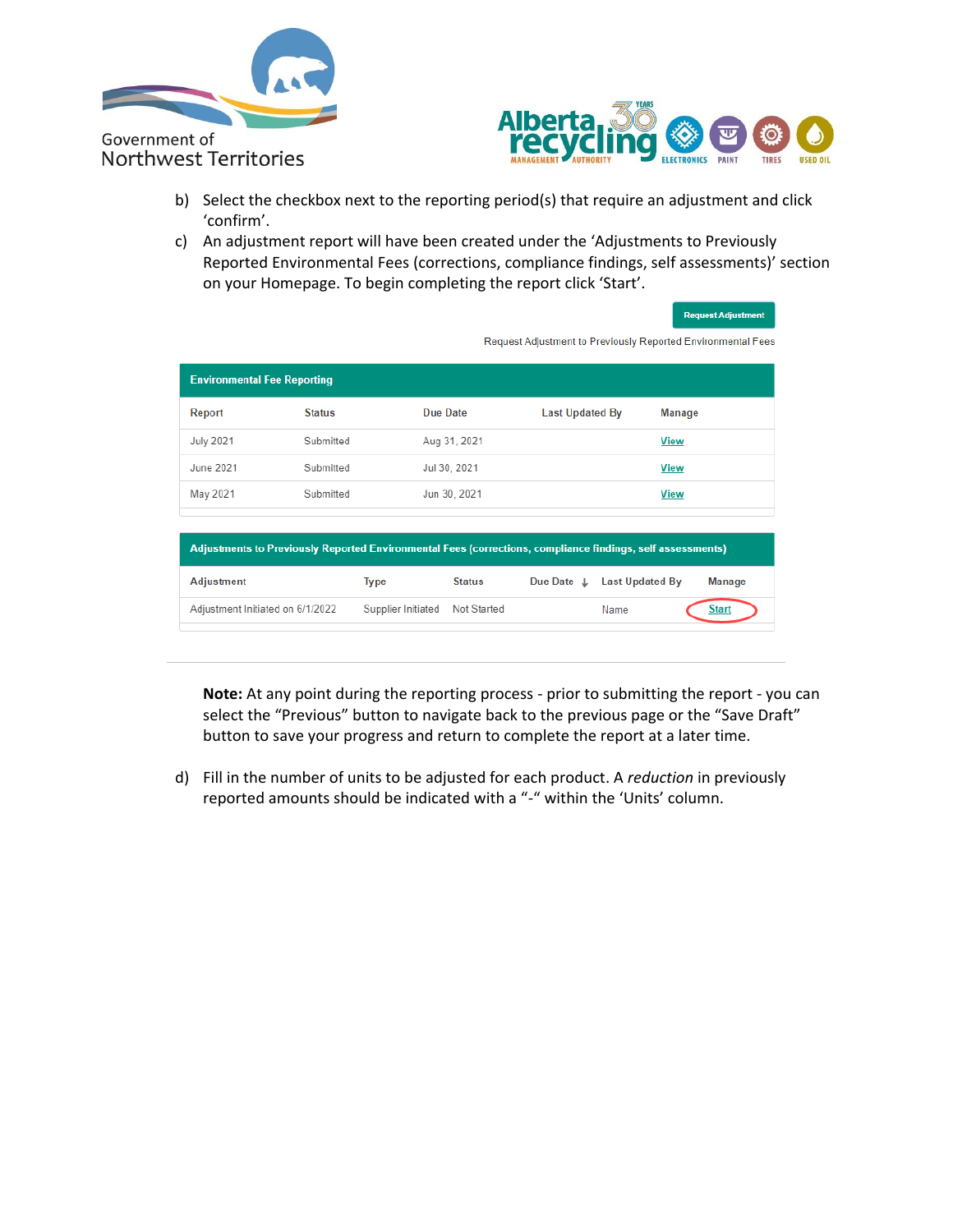b) Select the checkbox next to the reporting period(s) that require an adjustment and click 'confirm'.

c) An adjustment report will have been created under the 'Adjustments to Previously Reported Environmental Fees (corrections, compliance findings, self assessments)' section on your Homepage. To begin completing the report click 'Start'.

Request Adjustment

Request Adjustment to Previously Reported Environmental Fees

| Environmental Fee Reporting | | | | |
|---|---|---|---|---|
| Report | Status | Due Date | Last Updated By | Manage |
| July 2021 | Submitted | Aug 31, 2021 | | View |
| June 2021 | Submitted | Jul 30, 2021 | | View |
| May 2021 | Submitted | Jun 30, 2021 | | View |

| Adjustments to Previously Reported Environmental Fees (corrections, compliance findings, self assessments) | | | | | |
|---|---|---|---|---|---|
| Adjustment | Type | Status | Due Date | Last Updated By | Manage |
| Adjustment Initiated on 6/1/2022 | Supplier Initiated | Not Started | | Name | Start |

---

**Note:** At any point during the reporting process - prior to submitting the report - you can select the "Previous" button to navigate back to the previous page or the "Save Draft" button to save your progress and return to complete the report at a later time.

d) Fill in the number of units to be adjusted for each product. A *reduction* in previously reported amounts should be indicated with a "-" within the 'Units' column.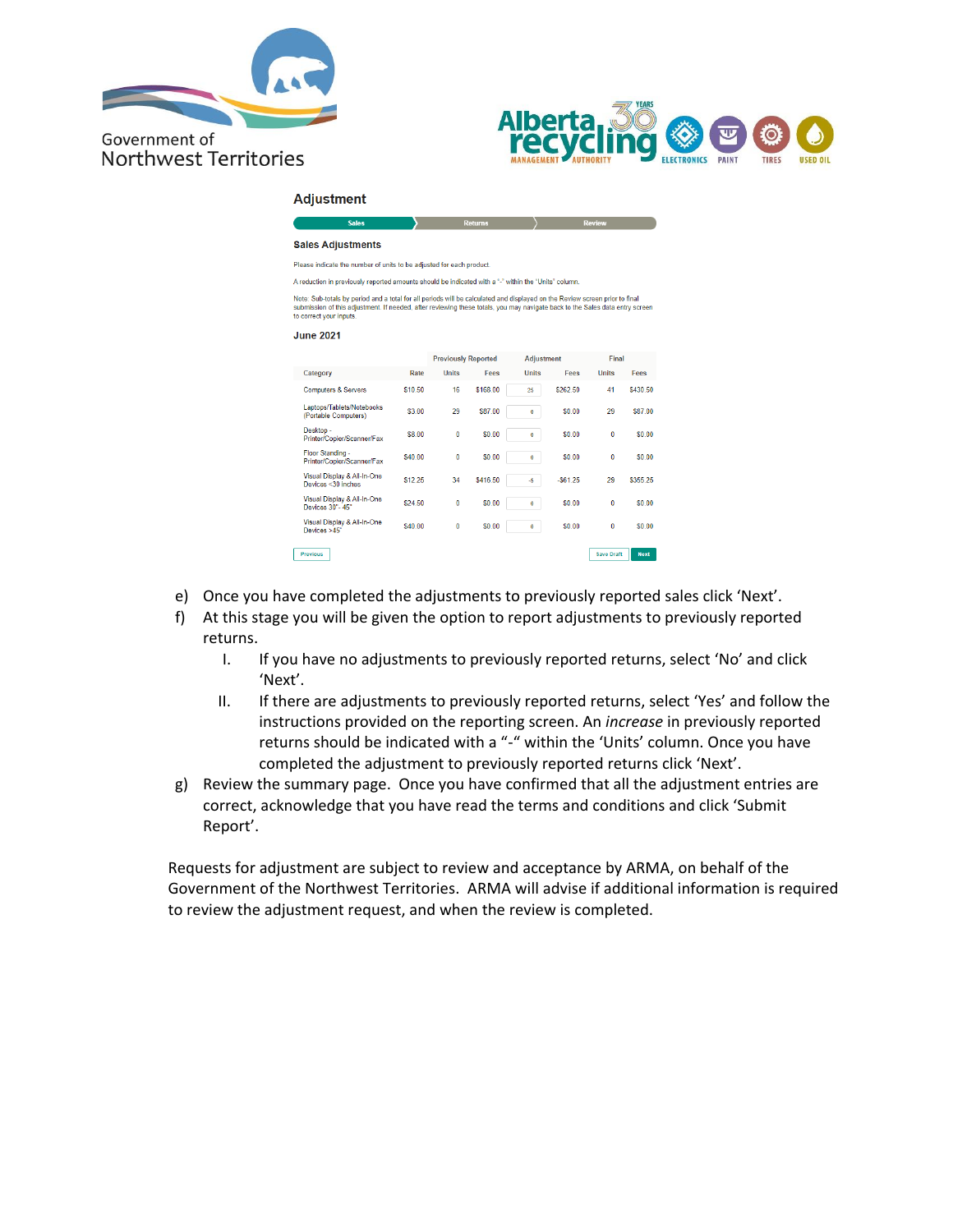## Adjustment

Sales → Returns → Review

### Sales Adjustments

Please indicate the number of units to be adjusted for each product.

A reduction in previously reported amounts should be indicated with a "-" within the "Units" column.

Note: Sub-totals by period and a total for all periods will be calculated and displayed on the Review screen prior to final submission of this adjustment. If needed, after reviewing these totals, you may navigate back to the Sales data entry screen to correct your inputs.

### June 2021

| | | Previously Reported | | Adjustment | | Final | |
|---|---|---|---|---|---|---|---|
| Category | Rate | Units | Fees | Units | Fees | Units | Fees |
| Computers & Servers | $10.50 | 16 | $168.00 | 25 | $262.50 | 41 | $430.50 |
| Laptops/Tablets/Notebooks (Portable Computers) | $3.00 | 29 | $87.00 | 0 | $0.00 | 29 | $87.00 |
| Desktop - Printer/Copier/Scanner/Fax | $8.00 | 0 | $0.00 | 0 | $0.00 | 0 | $0.00 |
| Floor Standing - Printer/Copier/Scanner/Fax | $40.00 | 0 | $0.00 | 0 | $0.00 | 0 | $0.00 |
| Visual Display & All-In-One Devices <30 Inches | $12.25 | 34 | $416.50 | -5 | -$61.25 | 29 | $355.25 |
| Visual Display & All-In-One Devices 30"- 45" | $24.50 | 0 | $0.00 | 0 | $0.00 | 0 | $0.00 |
| Visual Display & All-In-One Devices >45" | $40.00 | 0 | $0.00 | 0 | $0.00 | 0 | $0.00 |

Previous | Save Draft | Next

e) Once you have completed the adjustments to previously reported sales click 'Next'.

f) At this stage you will be given the option to report adjustments to previously reported returns.

   I. If you have no adjustments to previously reported returns, select 'No' and click 'Next'.

   II. If there are adjustments to previously reported returns, select 'Yes' and follow the instructions provided on the reporting screen. An *increase* in previously reported returns should be indicated with a "-" within the 'Units' column. Once you have completed the adjustment to previously reported returns click 'Next'.

g) Review the summary page. Once you have confirmed that all the adjustment entries are correct, acknowledge that you have read the terms and conditions and click 'Submit Report'.

Requests for adjustment are subject to review and acceptance by ARMA, on behalf of the Government of the Northwest Territories. ARMA will advise if additional information is required to review the adjustment request, and when the review is completed.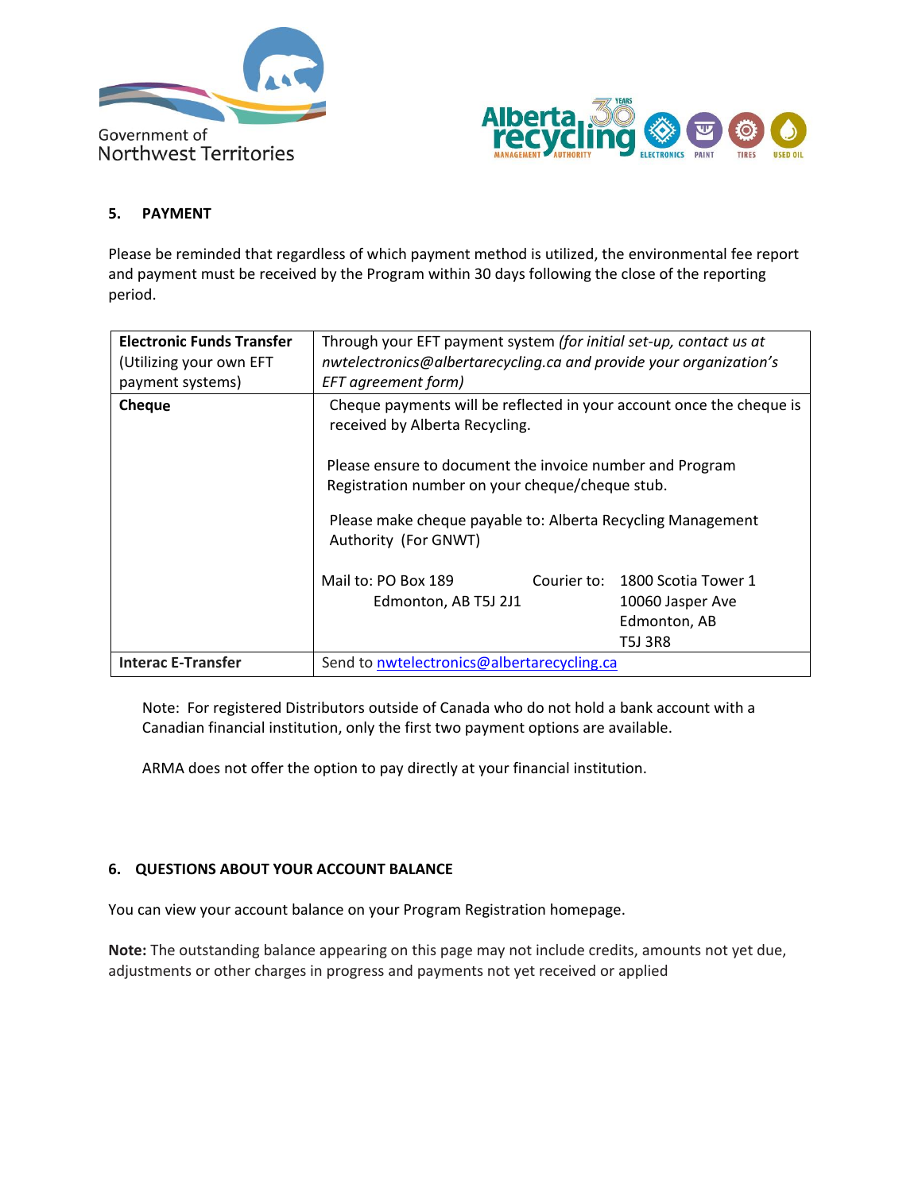## 5. PAYMENT

Please be reminded that regardless of which payment method is utilized, the environmental fee report and payment must be received by the Program within 30 days following the close of the reporting period.

| | |
|---|---|
| **Electronic Funds Transfer** (Utilizing your own EFT payment systems) | Through your EFT payment system *(for initial set-up, contact us at nwtelectronics@albertarecycling.ca and provide your organization's EFT agreement form)* |
| **Cheque** | Cheque payments will be reflected in your account once the cheque is received by Alberta Recycling.<br><br>Please ensure to document the invoice number and Program Registration number on your cheque/cheque stub.<br><br>Please make cheque payable to: Alberta Recycling Management Authority (For GNWT)<br><br>Mail to: PO Box 189 Edmonton, AB T5J 2J1<br><br>Courier to: 1800 Scotia Tower 1 10060 Jasper Ave Edmonton, AB T5J 3R8 |
| **Interac E-Transfer** | Send to nwtelectronics@albertarecycling.ca |

Note: For registered Distributors outside of Canada who do not hold a bank account with a Canadian financial institution, only the first two payment options are available.

ARMA does not offer the option to pay directly at your financial institution.

## 6. QUESTIONS ABOUT YOUR ACCOUNT BALANCE

You can view your account balance on your Program Registration homepage.

**Note:** The outstanding balance appearing on this page may not include credits, amounts not yet due, adjustments or other charges in progress and payments not yet received or applied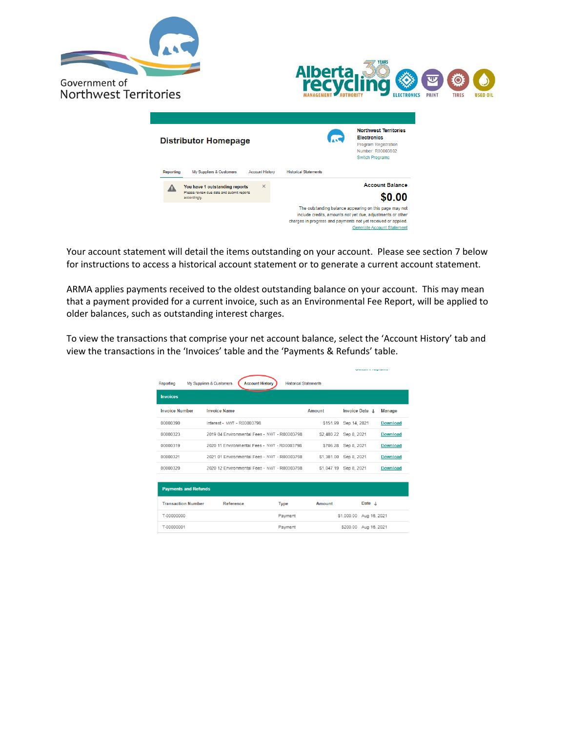Government of Northwest Territories

Alberta Recycling Management Authority — 30 Years — Electronics, Paint, Tires, Used Oil

**Distributor Homepage**

Northwest Territories Electronics
Program Registration Number: R00003802
Switch Programs

Reporting | My Suppliers & Customers | Account History | Historical Statements

**You have 1 outstanding reports**
Please review due date and submit reports accordingly.

**Account Balance**

**$0.00**

The outstanding balance appearing on this page may not include credits, amounts not yet due, adjustments or other charges in progress and payments not yet received or applied.

Generate Account Statement

Your account statement will detail the items outstanding on your account. Please see section 7 below for instructions to access a historical account statement or to generate a current account statement.

ARMA applies payments received to the oldest outstanding balance on your account. This may mean that a payment provided for a current invoice, such as an Environmental Fee Report, will be applied to older balances, such as outstanding interest charges.

To view the transactions that comprise your net account balance, select the ‘Account History’ tab and view the transactions in the ‘Invoices’ table and the ‘Payments & Refunds’ table.

Reporting | My Suppliers & Customers | Account History | Historical Statements

**Invoices**

| Invoice Number | Invoice Name | Amount | Invoice Date ↓ | Manage |
|---|---|---|---|---|
| 00000390 | Interest - NWT - R00003798 | $151.99 | Sep 14, 2021 | Download |
| 00000323 | 2019 04 Environmental Fees - NWT - R00003798 | $2,480.22 | Sep 8, 2021 | Download |
| 00000319 | 2020 11 Environmental Fees - NWT - R00003798 | $706.28 | Sep 8, 2021 | Download |
| 00000321 | 2021 01 Environmental Fees - NWT - R00003798 | $1,381.00 | Sep 8, 2021 | Download |
| 00000320 | 2020 12 Environmental Fees - NWT - R00003798 | $1,047.19 | Sep 8, 2021 | Download |

**Payments and Refunds**

| Transaction Number | Reference | Type | Amount | Date ↓ |
|---|---|---|---|---|
| T-00000000 | | Payment | $1,000.00 | Aug 16, 2021 |
| T-00000001 | | Payment | $200.00 | Aug 16, 2021 |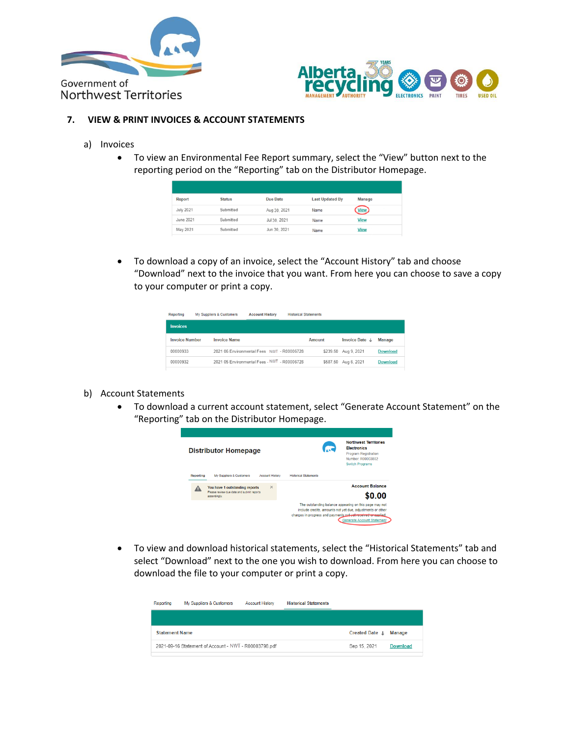## 7. VIEW & PRINT INVOICES & ACCOUNT STATEMENTS

### a) Invoices

- To view an Environmental Fee Report summary, select the "View" button next to the reporting period on the "Reporting" tab on the Distributor Homepage.

| Report | Status | Due Date | Last Updated By | Manage |
|---|---|---|---|---|
| July 2021 | Submitted | Aug 30, 2021 | Name | View |
| June 2021 | Submitted | Jul 30, 2021 | Name | View |
| May 2021 | Submitted | Jun 30, 2021 | Name | View |

- To download a copy of an invoice, select the "Account History" tab and choose "Download" next to the invoice that you want. From here you can choose to save a copy to your computer or print a copy.

Reporting | My Suppliers & Customers | Account History | Historical Statements

**Invoices**

| Invoice Number | Invoice Name | Amount | Invoice Date | Manage |
|---|---|---|---|---|
| 00000933 | 2021 06 Environmental Fees - NWT - R00006728 | $239.50 | Aug 9, 2021 | Download |
| 00000932 | 2021 05 Environmental Fees - NWT - R00006728 | $587.50 | Aug 6, 2021 | Download |

### b) Account Statements

- To download a current account statement, select "Generate Account Statement" on the "Reporting" tab on the Distributor Homepage.

**Distributor Homepage**

Northwest Territories Electronics
Program Registration Number: R00003802
Switch Programs

Reporting | My Suppliers & Customers | Account History | Historical Statements

You have 1 outstanding reports
Please review due date and submit reports accordingly.

Account Balance
$0.00

The outstanding balance appearing on this page may not include credits, amounts not yet due, adjustments or other charges in progress and payments not yet received or applied.

Generate Account Statement

- To view and download historical statements, select the "Historical Statements" tab and select "Download" next to the one you wish to download. From here you can choose to download the file to your computer or print a copy.

Reporting | My Suppliers & Customers | Account History | Historical Statements

| Statement Name | Created Date | Manage |
|---|---|---|
| 2021-09-16 Statement of Account - NWT - R00003798.pdf | Sep 15, 2021 | Download |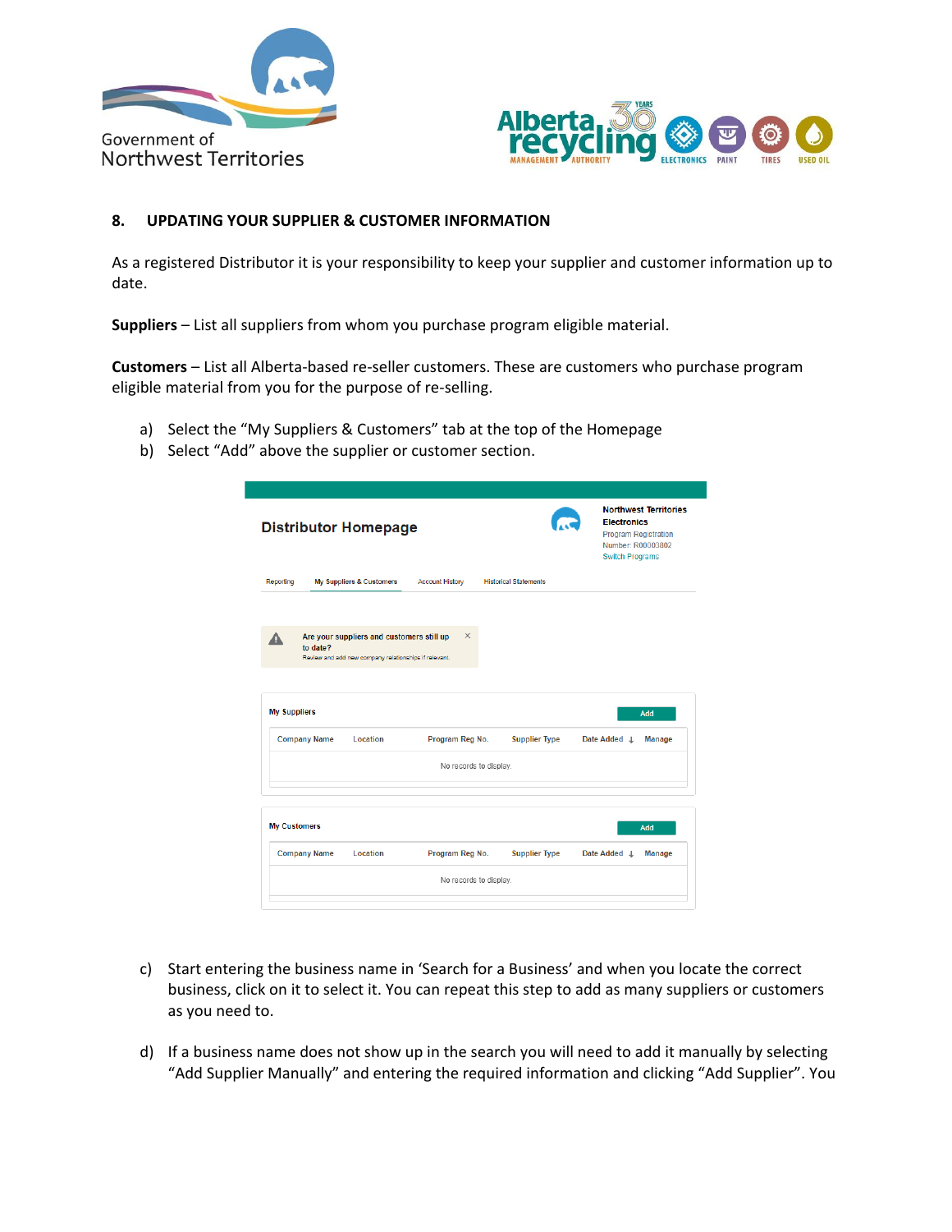## 8. UPDATING YOUR SUPPLIER & CUSTOMER INFORMATION

As a registered Distributor it is your responsibility to keep your supplier and customer information up to date.

**Suppliers** – List all suppliers from whom you purchase program eligible material.

**Customers** – List all Alberta-based re-seller customers. These are customers who purchase program eligible material from you for the purpose of re-selling.

a) Select the "My Suppliers & Customers" tab at the top of the Homepage
b) Select "Add" above the supplier or customer section.

c) Start entering the business name in 'Search for a Business' and when you locate the correct business, click on it to select it. You can repeat this step to add as many suppliers or customers as you need to.

d) If a business name does not show up in the search you will need to add it manually by selecting "Add Supplier Manually" and entering the required information and clicking "Add Supplier". You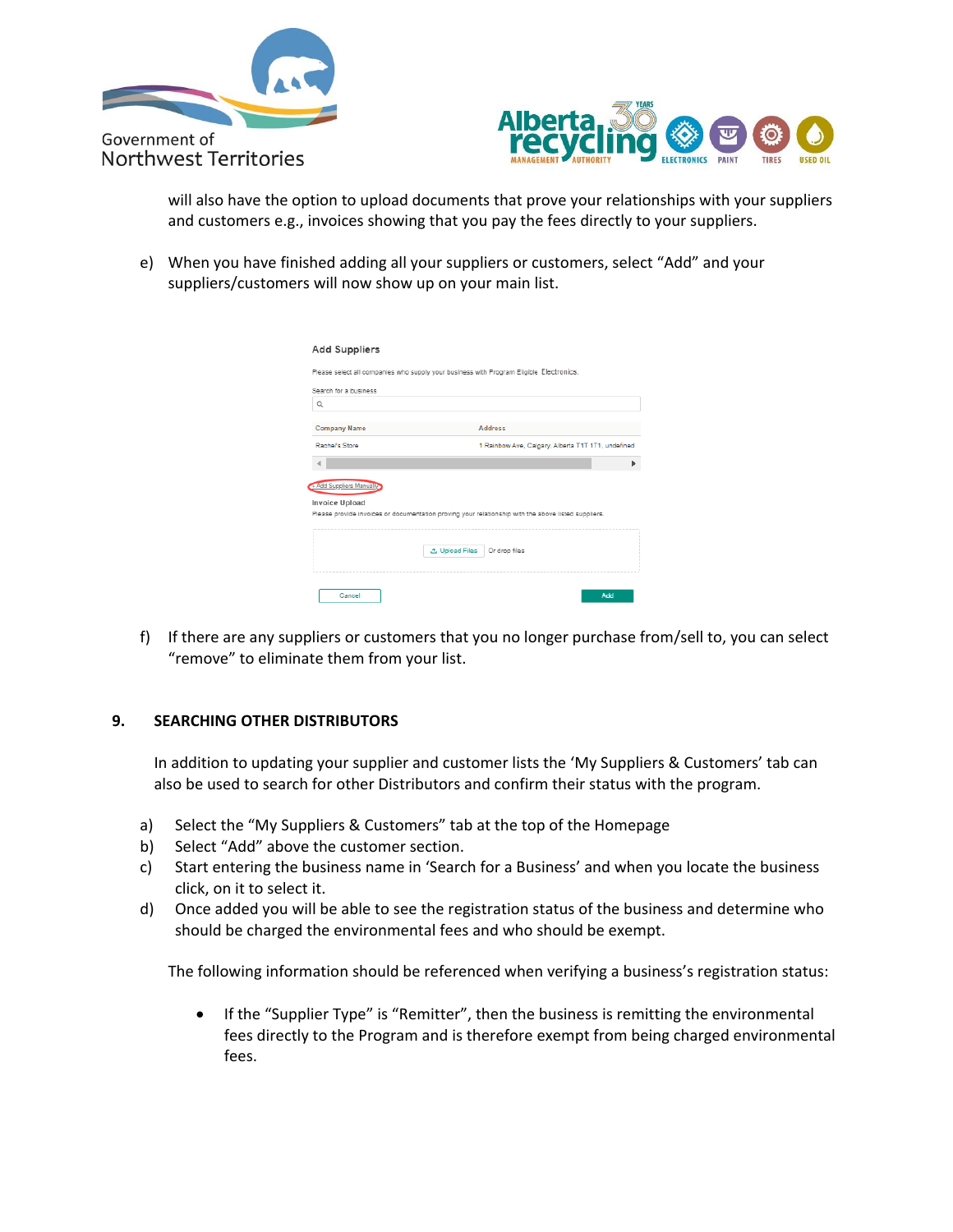will also have the option to upload documents that prove your relationships with your suppliers and customers e.g., invoices showing that you pay the fees directly to your suppliers.

e) When you have finished adding all your suppliers or customers, select "Add" and your suppliers/customers will now show up on your main list.

f) If there are any suppliers or customers that you no longer purchase from/sell to, you can select "remove" to eliminate them from your list.

## 9. SEARCHING OTHER DISTRIBUTORS

In addition to updating your supplier and customer lists the 'My Suppliers & Customers' tab can also be used to search for other Distributors and confirm their status with the program.

a) Select the "My Suppliers & Customers" tab at the top of the Homepage
b) Select "Add" above the customer section.
c) Start entering the business name in 'Search for a Business' and when you locate the business click, on it to select it.
d) Once added you will be able to see the registration status of the business and determine who should be charged the environmental fees and who should be exempt.

The following information should be referenced when verifying a business's registration status:

- If the "Supplier Type" is "Remitter", then the business is remitting the environmental fees directly to the Program and is therefore exempt from being charged environmental fees.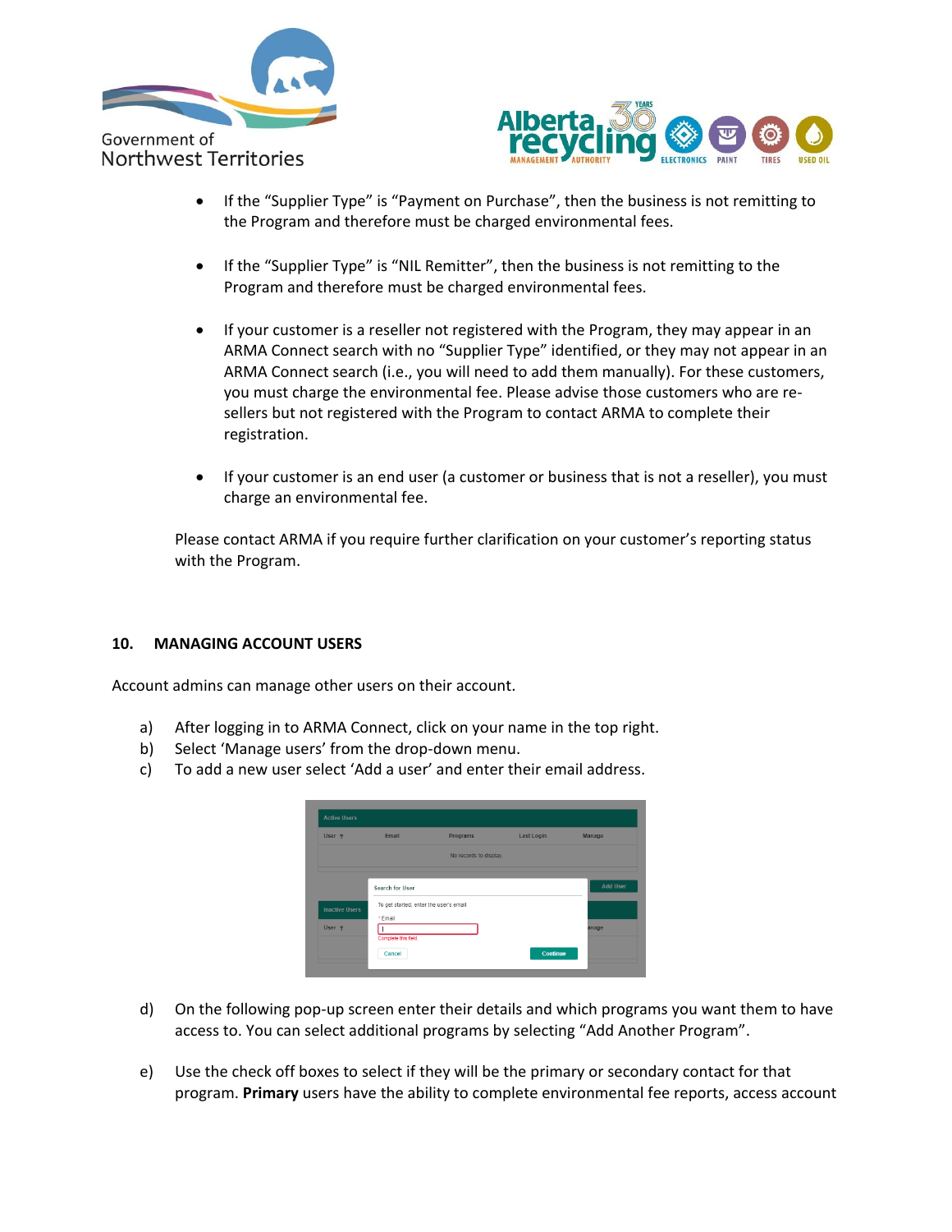- If the "Supplier Type" is "Payment on Purchase", then the business is not remitting to the Program and therefore must be charged environmental fees.

- If the "Supplier Type" is "NIL Remitter", then the business is not remitting to the Program and therefore must be charged environmental fees.

- If your customer is a reseller not registered with the Program, they may appear in an ARMA Connect search with no "Supplier Type" identified, or they may not appear in an ARMA Connect search (i.e., you will need to add them manually). For these customers, you must charge the environmental fee. Please advise those customers who are re-sellers but not registered with the Program to contact ARMA to complete their registration.

- If your customer is an end user (a customer or business that is not a reseller), you must charge an environmental fee.

Please contact ARMA if you require further clarification on your customer's reporting status with the Program.

## 10. MANAGING ACCOUNT USERS

Account admins can manage other users on their account.

a) After logging in to ARMA Connect, click on your name in the top right.
b) Select 'Manage users' from the drop-down menu.
c) To add a new user select 'Add a user' and enter their email address.

d) On the following pop-up screen enter their details and which programs you want them to have access to. You can select additional programs by selecting "Add Another Program".

e) Use the check off boxes to select if they will be the primary or secondary contact for that program. **Primary** users have the ability to complete environmental fee reports, access account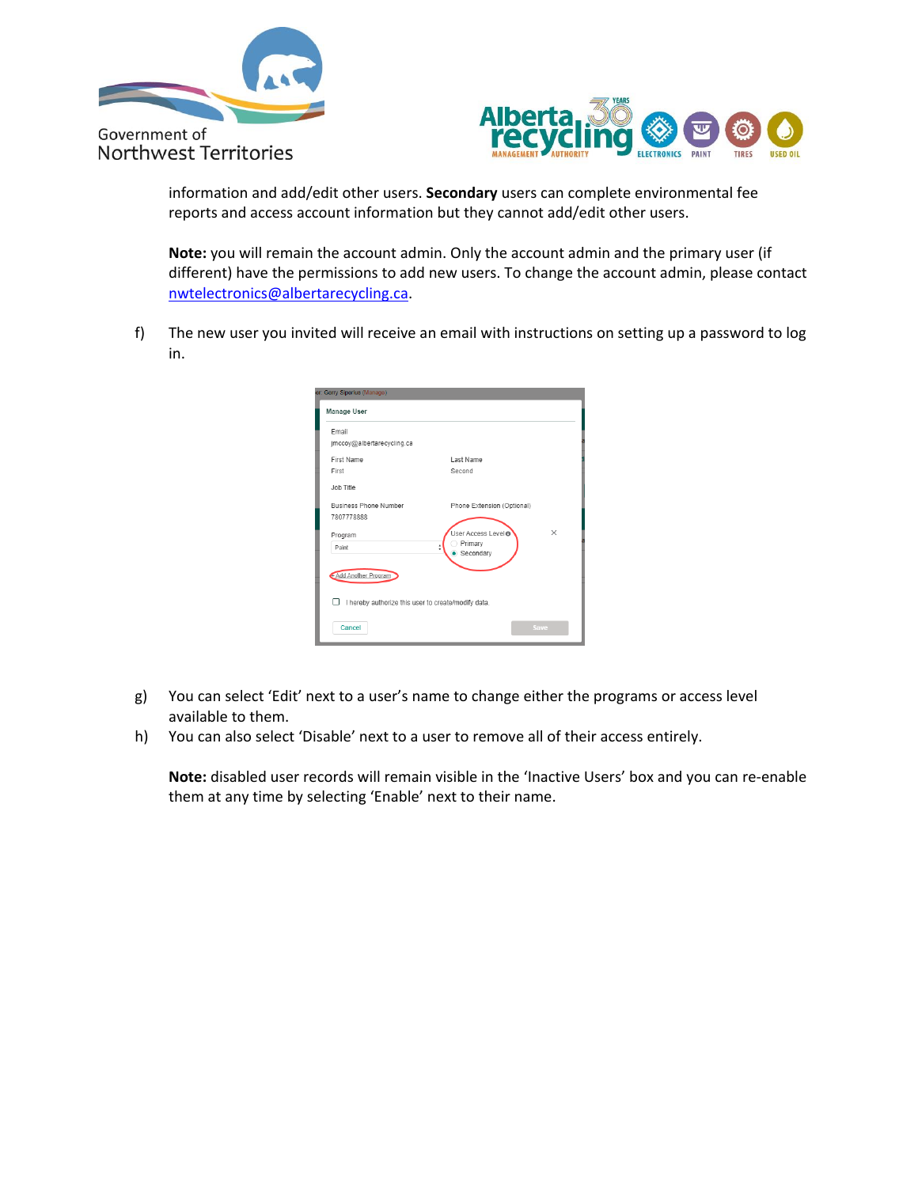information and add/edit other users. **Secondary** users can complete environmental fee reports and access account information but they cannot add/edit other users.

**Note:** you will remain the account admin. Only the account admin and the primary user (if different) have the permissions to add new users. To change the account admin, please contact nwtelectronics@albertarecycling.ca.

f) The new user you invited will receive an email with instructions on setting up a password to log in.

g) You can select 'Edit' next to a user's name to change either the programs or access level available to them.

h) You can also select 'Disable' next to a user to remove all of their access entirely.

**Note:** disabled user records will remain visible in the 'Inactive Users' box and you can re-enable them at any time by selecting 'Enable' next to their name.